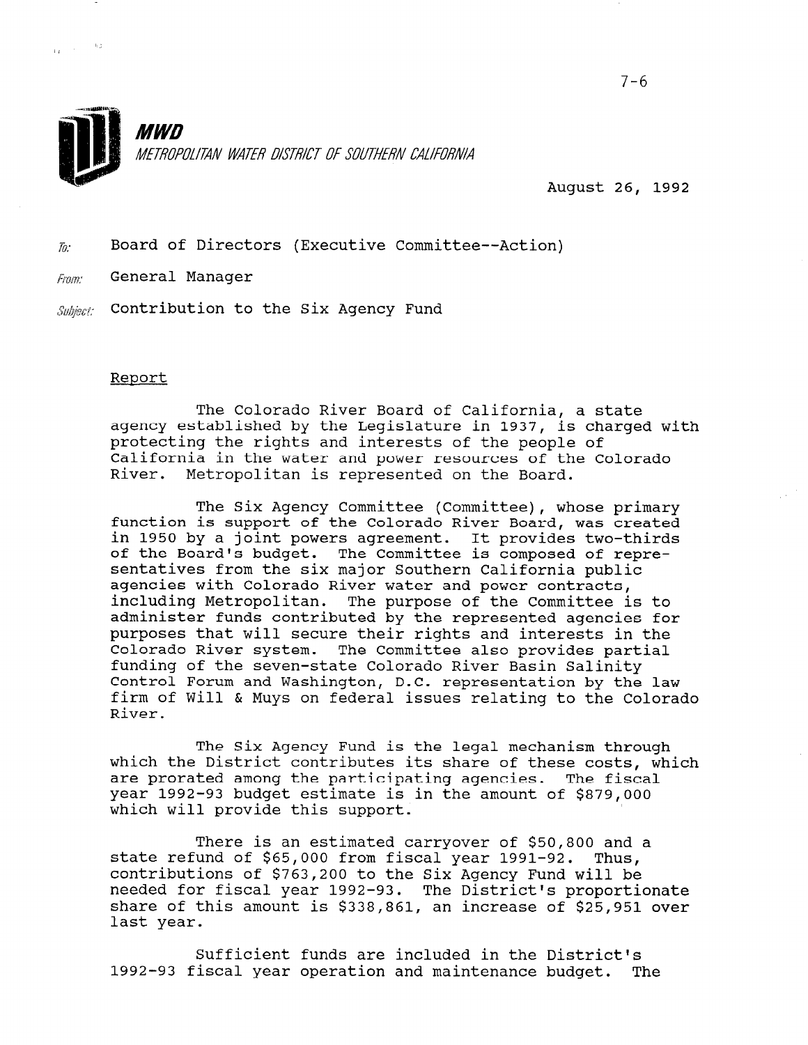# MWD

*METROPOLITAN WATER DISTRICT OF SOUTHERN CALIFORNIA*

August 26, 1992

*To:* Board of Directors (Executive Committee--Action)

*From:* General Manager

*Subject:* Contribution to the Six Agency Fund

## Report

The Colorado River Board of California, a state agency established by the Legislature in 1937, is charged with protecting the rights and interests of the people of California in the water and power resources of the Colorado River. Metropolitan is represented on the Board.

The Six Agency Committee (Committee), whose primary function is support of the Colorado River Board, was created in 1950 by a joint powers agreement. It provides two-thirds of the Board's budget. The Committee is composed of representatives from the six major Southern California public agencies with Colorado River water and power contracts, including Metropolitan. The purpose of the Committee is to administer funds contributed by the represented agencies for purposes that will secure their rights and interests in the Colorado River system. The Committee also provides partial funding of the seven-state Colorado River Basin Salinity Control Forum and Washington, D.C. representation by the law firm of Will & Muys on federal issues relating to the Colorado River.

The Six Agency Fund is the legal mechanism through which the District contributes its share of these costs, which are prorated among the participating agencies. The fiscal year 1992-93 budget estimate is in the amount of $879,000 which will provide this support.

There is an estimated carryover of $50,800 and a state refund of $65,000 from fiscal year 1991-92. Thus, contributions of $763,200 to the Six Agency Fund will be needed for fiscal year 1992-93. The District's proportionate share of this amount is $338,861, an increase of $25,951 over last year.

Sufficient funds are included in the District's 1992-93 fiscal year operation and maintenance budget. The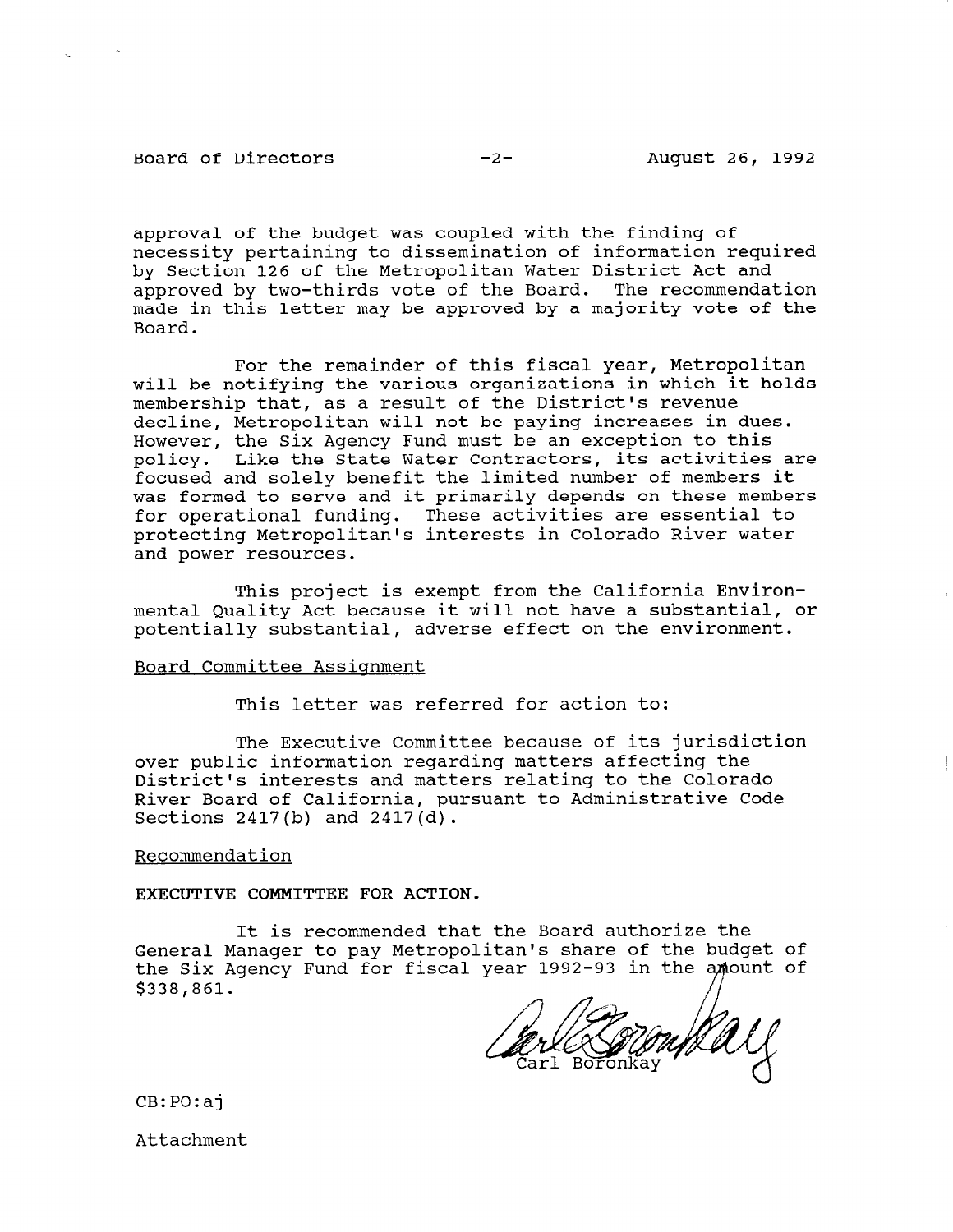approval of the budget was coupled with the finding of necessity pertaining to dissemination of information required by Section 126 of the Metropolitan Water District Act and approved by two-thirds vote of the Board. The recommendation made in this letter may be approved by a majority vote of the Board.

For the remainder of this fiscal year, Metropolitan will be notifying the various organizations in which it holds membership that, as a result of the District's revenue decline, Metropolitan will not be paying increases in dues. However, the Six Agency Fund must be an exception to this policy. Like the State Water Contractors, its activities are focused and solely benefit the limited number of members it was formed to serve and it primarily depends on these members for operational funding. These activities are essential to protecting Metropolitan's interests in Colorado River water and power resources.

This project is exempt from the California Environmental Quality Act because it will not have a substantial, or potentially substantial, adverse effect on the environment.

Board Committee Assignment

This letter was referred for action to:

The Executive Committee because of its jurisdiction over public information regarding matters affecting the District's interests and matters relating to the Colorado River Board of California, pursuant to Administrative Code Sections 2417(b) and 2417(d).

Recommendation

**EXECUTIVE COMMITTEE FOR ACTION.**

It is recommended that the Board authorize the General Manager to pay Metropolitan's share of the budget of the Six Agency Fund for fiscal year 1992-93 in the amount of $338,861.

Carl Boronkay

CB:PO:aj

Attachment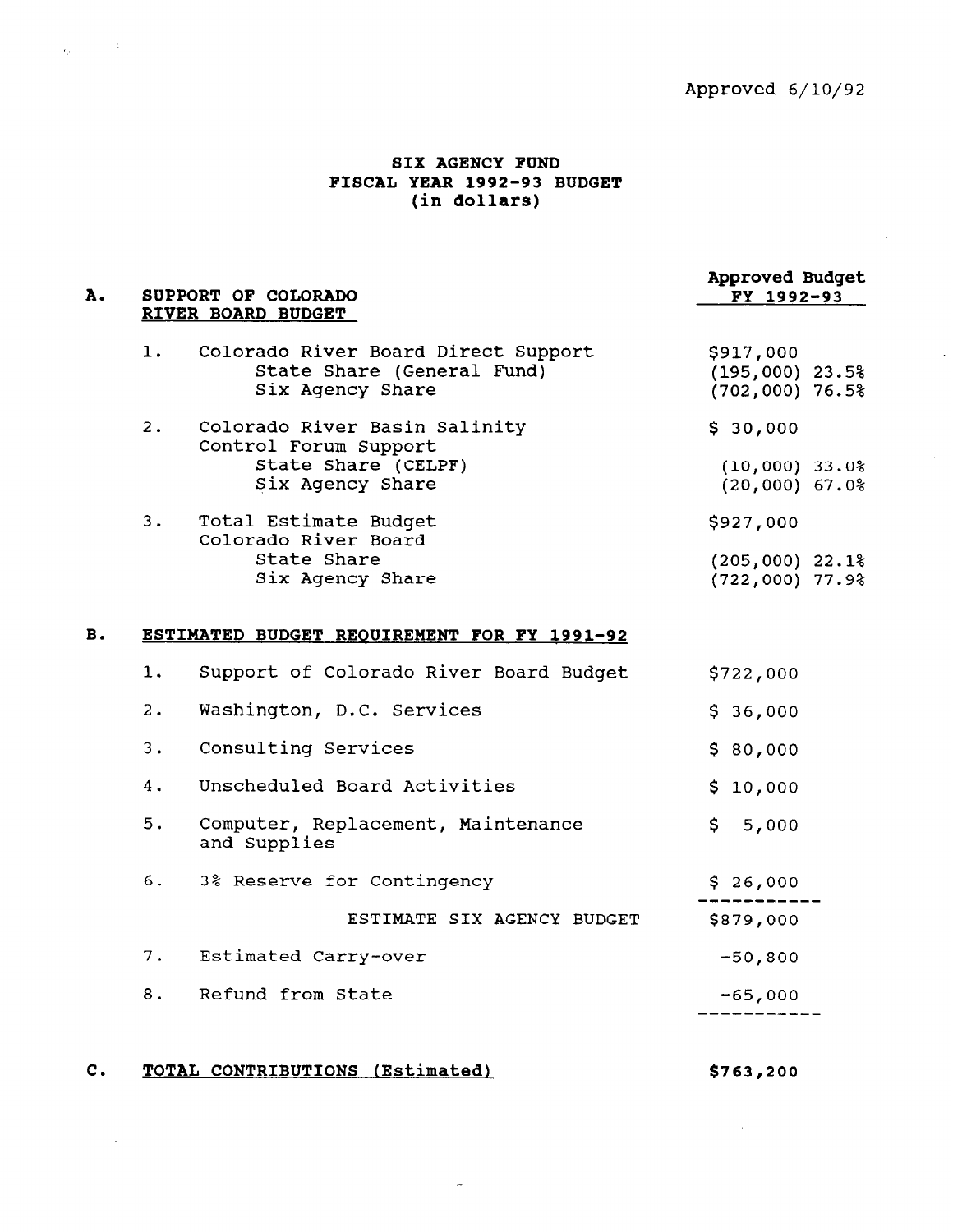Approved 6/10/92

# SIX AGENCY FUND
## FISCAL YEAR 1992-93 BUDGET
### (in dollars)

| | | Approved Budget FY 1992-93 |
|---|---|---|
| **A.** | **SUPPORT OF COLORADO RIVER BOARD BUDGET** | |
| 1. | Colorado River Board Direct Support | $917,000 |
| | State Share (General Fund) | (195,000) 23.5% |
| | Six Agency Share | (702,000) 76.5% |
| 2. | Colorado River Basin Salinity Control Forum Support | $ 30,000 |
| | State Share (CELPF) | (10,000) 33.0% |
| | Six Agency Share | (20,000) 67.0% |
| 3. | Total Estimate Budget Colorado River Board | $927,000 |
| | State Share | (205,000) 22.1% |
| | Six Agency Share | (722,000) 77.9% |
| **B.** | **ESTIMATED BUDGET REQUIREMENT FOR FY 1991-92** | |
| 1. | Support of Colorado River Board Budget | $722,000 |
| 2. | Washington, D.C. Services | $ 36,000 |
| 3. | Consulting Services | $ 80,000 |
| 4. | Unscheduled Board Activities | $ 10,000 |
| 5. | Computer, Replacement, Maintenance and Supplies | $ 5,000 |
| 6. | 3% Reserve for Contingency | $ 26,000 |
| | ESTIMATE SIX AGENCY BUDGET | $879,000 |
| 7. | Estimated Carry-over | -50,800 |
| 8. | Refund from State | -65,000 |
| **C.** | **TOTAL CONTRIBUTIONS (Estimated)** | **$763,200** |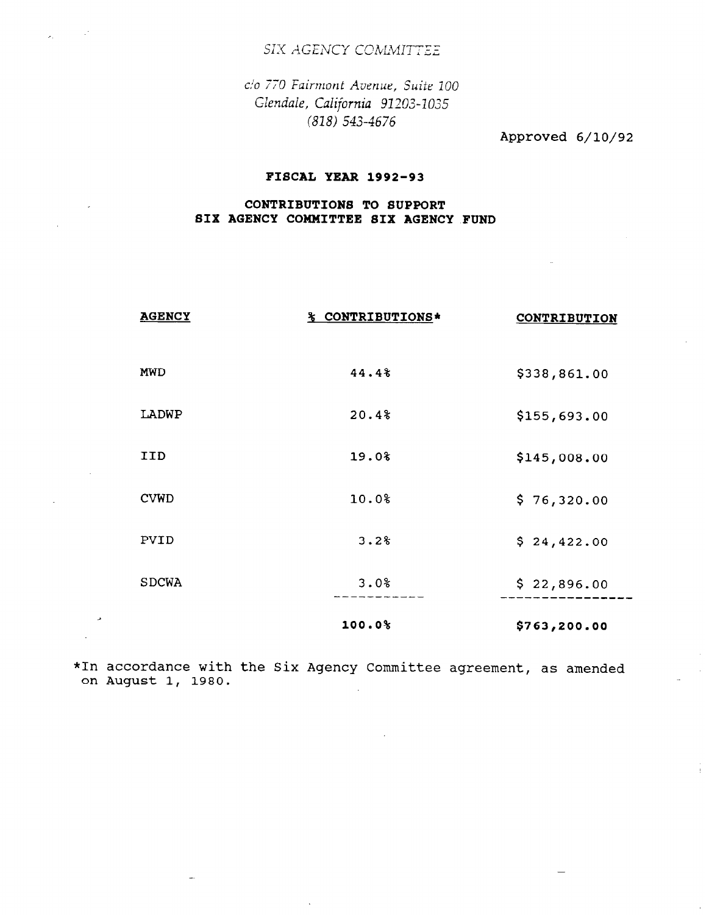*SIX AGENCY COMMITTEE*

*c/o 770 Fairmont Avenue, Suite 100*
*Glendale, California 91203-1035*
*(818) 543-4676*

Approved 6/10/92

**FISCAL YEAR 1992-93**

**CONTRIBUTIONS TO SUPPORT SIX AGENCY COMMITTEE SIX AGENCY FUND**

| AGENCY | % CONTRIBUTIONS* | CONTRIBUTION |
|---|---|---|
| MWD | 44.4% | $338,861.00 |
| LADWP | 20.4% | $155,693.00 |
| IID | 19.0% | $145,008.00 |
| CVWD | 10.0% | $ 76,320.00 |
| PVID | 3.2% | $ 24,422.00 |
| SDCWA | 3.0% | $ 22,896.00 |
| | **100.0%** | **$763,200.00** |

*In accordance with the Six Agency Committee agreement, as amended on August 1, 1980.